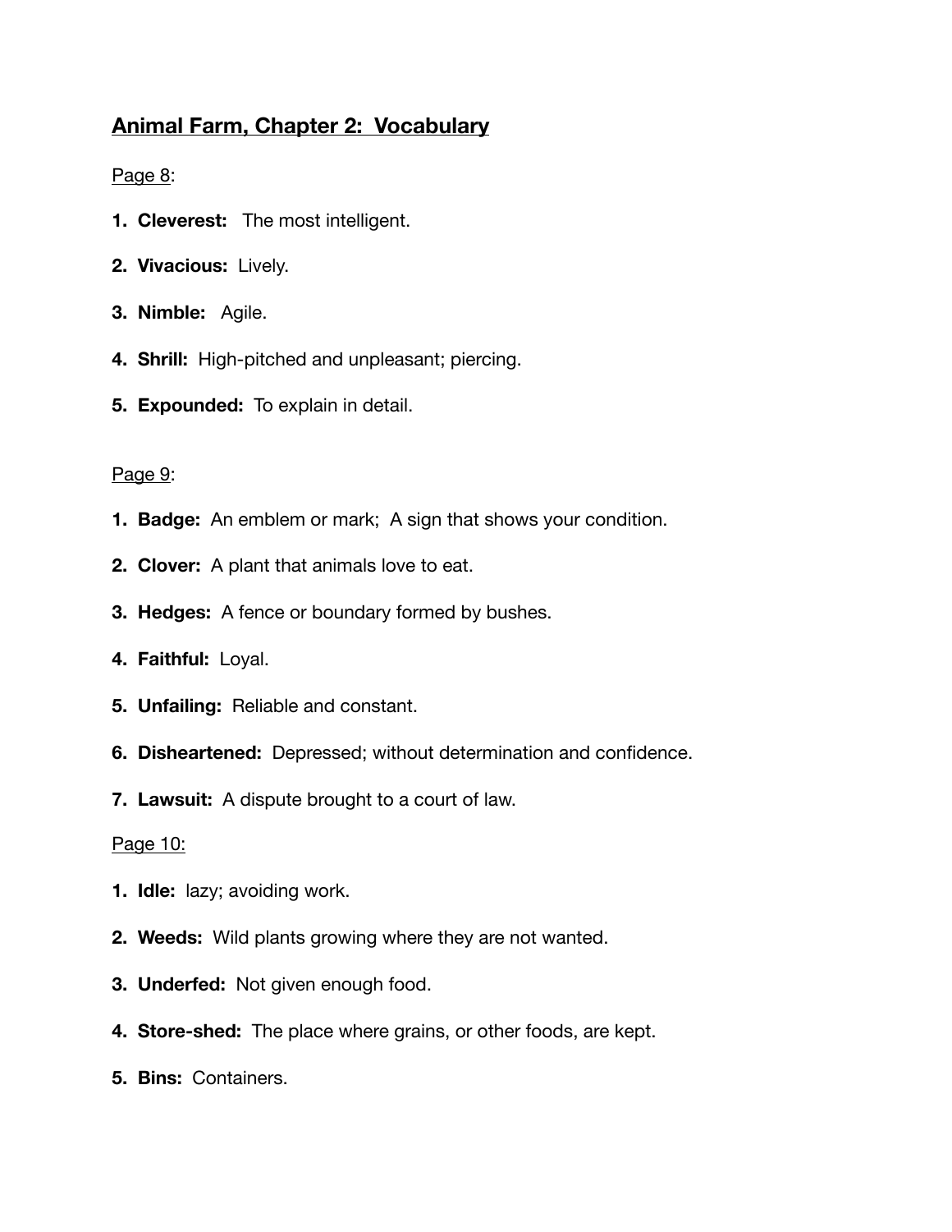## **Animal Farm, Chapter 2: Vocabulary**

Page 8:

1. **Cleverest:** The most intelligent.
2. **Vivacious:** Lively.
3. **Nimble:** Agile.
4. **Shrill:** High-pitched and unpleasant; piercing.
5. **Expounded:** To explain in detail.

Page 9:

1. **Badge:** An emblem or mark; A sign that shows your condition.
2. **Clover:** A plant that animals love to eat.
3. **Hedges:** A fence or boundary formed by bushes.
4. **Faithful:** Loyal.
5. **Unfailing:** Reliable and constant.
6. **Disheartened:** Depressed; without determination and confidence.
7. **Lawsuit:** A dispute brought to a court of law.

Page 10:

1. **Idle:** lazy; avoiding work.
2. **Weeds:** Wild plants growing where they are not wanted.
3. **Underfed:** Not given enough food.
4. **Store-shed:** The place where grains, or other foods, are kept.
5. **Bins:** Containers.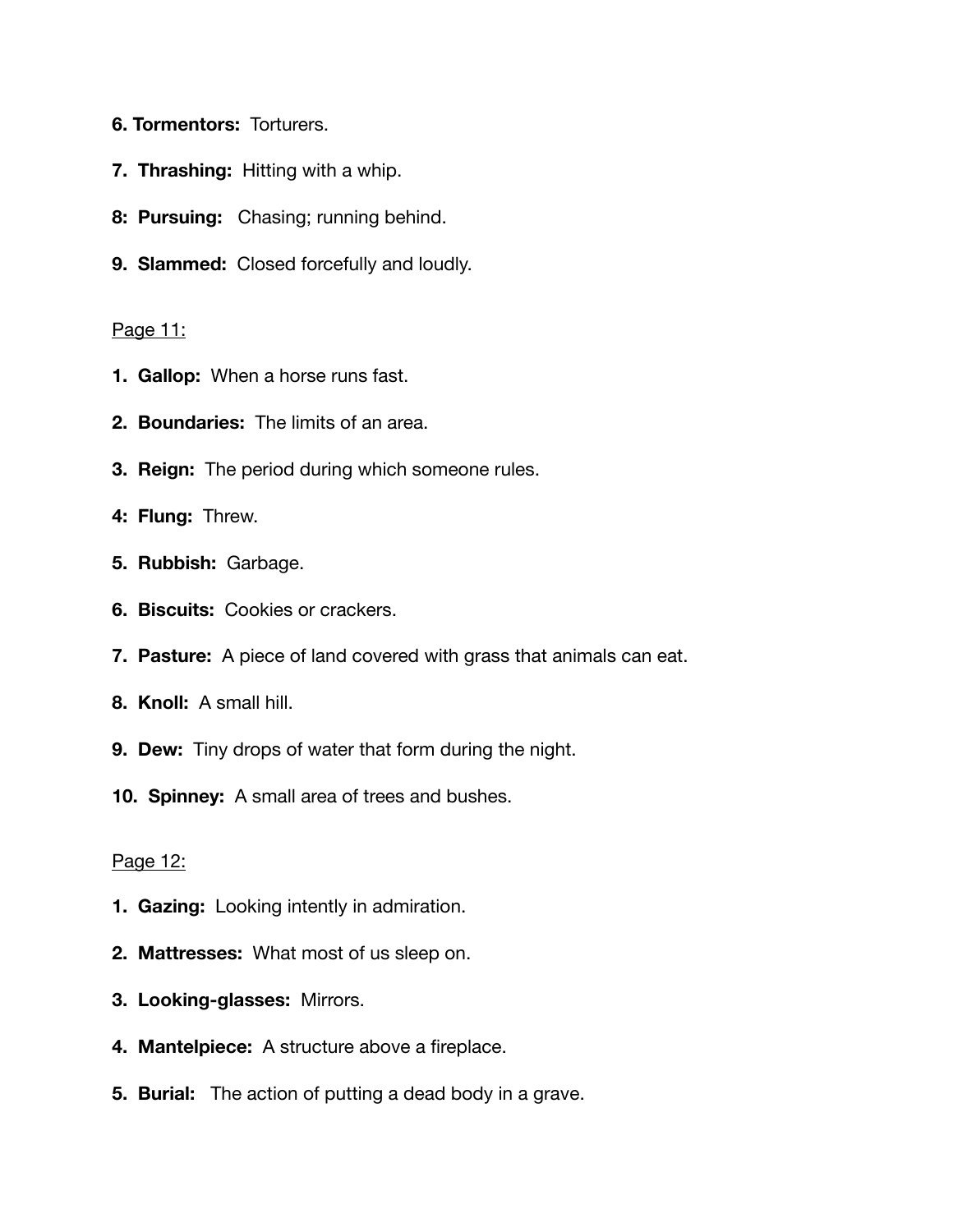**6. Tormentors:** Torturers.

**7. Thrashing:** Hitting with a whip.

**8: Pursuing:** Chasing; running behind.

**9. Slammed:** Closed forcefully and loudly.

<u>Page 11:</u>

**1. Gallop:** When a horse runs fast.

**2. Boundaries:** The limits of an area.

**3. Reign:** The period during which someone rules.

**4: Flung:** Threw.

**5. Rubbish:** Garbage.

**6. Biscuits:** Cookies or crackers.

**7. Pasture:** A piece of land covered with grass that animals can eat.

**8. Knoll:** A small hill.

**9. Dew:** Tiny drops of water that form during the night.

**10. Spinney:** A small area of trees and bushes.

<u>Page 12:</u>

**1. Gazing:** Looking intently in admiration.

**2. Mattresses:** What most of us sleep on.

**3. Looking-glasses:** Mirrors.

**4. Mantelpiece:** A structure above a fireplace.

**5. Burial:** The action of putting a dead body in a grave.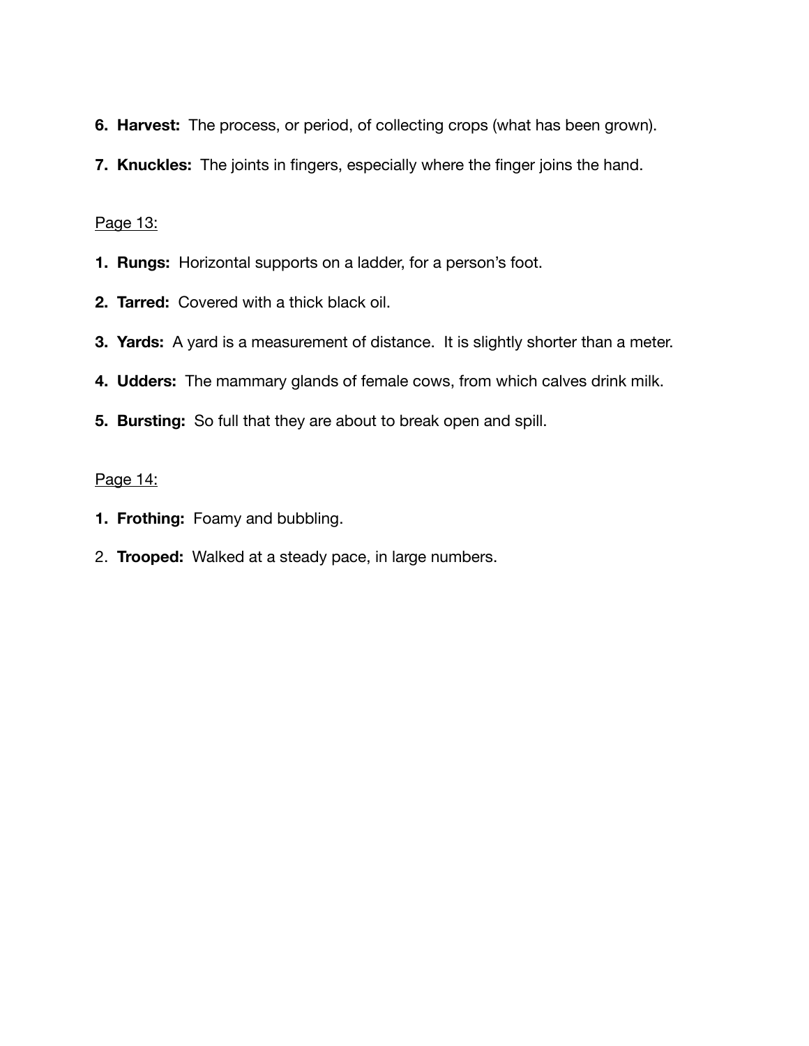6. **Harvest:** The process, or period, of collecting crops (what has been grown).

7. **Knuckles:** The joints in fingers, especially where the finger joins the hand.

Page 13:

1. **Rungs:** Horizontal supports on a ladder, for a person's foot.

2. **Tarred:** Covered with a thick black oil.

3. **Yards:** A yard is a measurement of distance. It is slightly shorter than a meter.

4. **Udders:** The mammary glands of female cows, from which calves drink milk.

5. **Bursting:** So full that they are about to break open and spill.

Page 14:

1. **Frothing:** Foamy and bubbling.

2. **Trooped:** Walked at a steady pace, in large numbers.